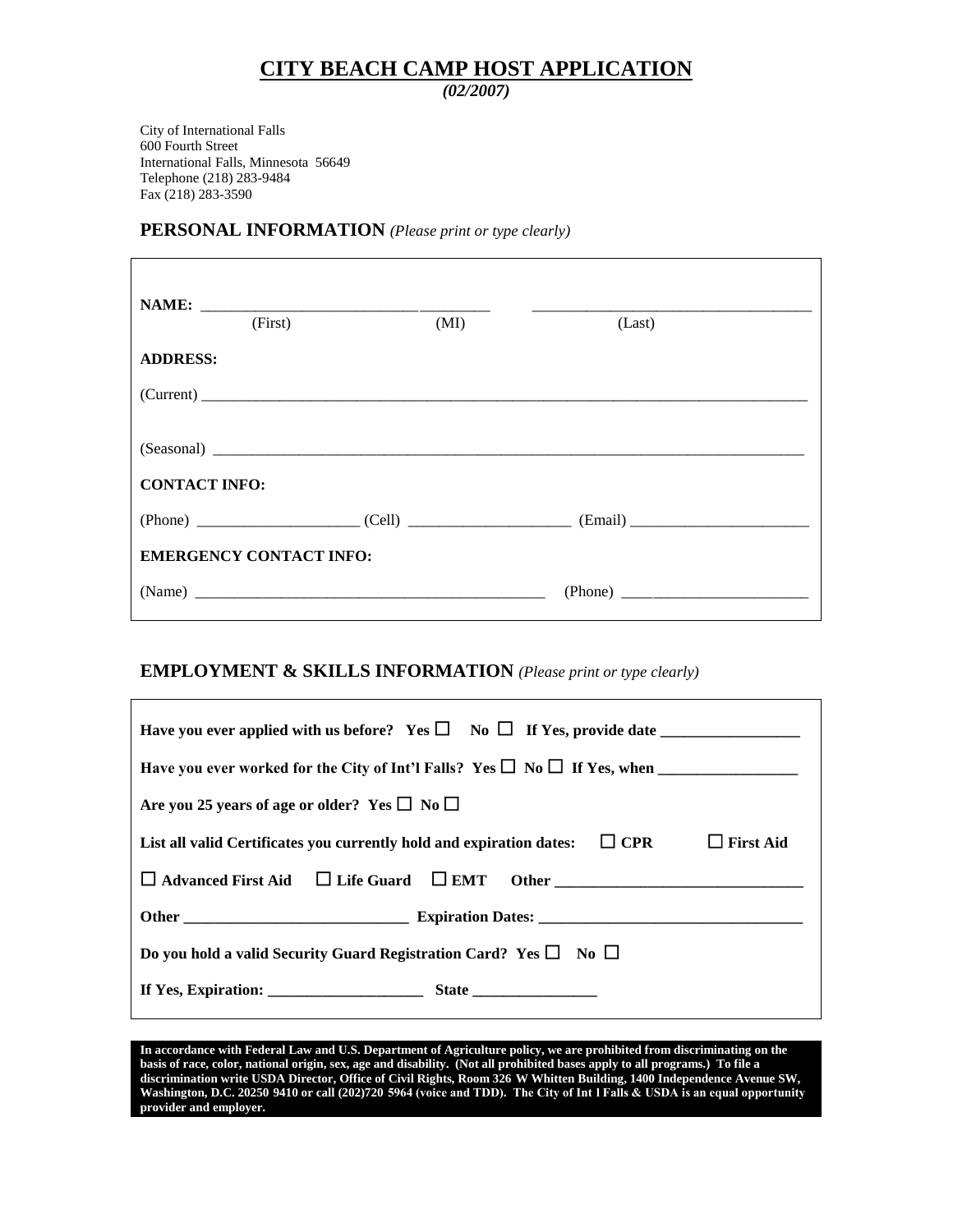# CITY BEACH CAMP HOST APPLICATION

***(02/2007)***

City of International Falls
600 Fourth Street
International Falls, Minnesota 56649
Telephone (218) 283-9484
Fax (218) 283-3590

## PERSONAL INFORMATION *(Please print or type clearly)*

**NAME:** ______________________________ ________ ____________________________________
(First) (MI) (Last)

**ADDRESS:**

(Current) ________________________________________________________________________________

(Seasonal) _______________________________________________________________________________

**CONTACT INFO:**

(Phone) ____________________ (Cell) ____________________ (Email) ______________________

**EMERGENCY CONTACT INFO:**

(Name) ____________________________________________ (Phone) ______________________

## EMPLOYMENT & SKILLS INFORMATION *(Please print or type clearly)*

**Have you ever applied with us before? Yes ☐ No ☐ If Yes, provide date _________________**

**Have you ever worked for the City of Int'l Falls? Yes ☐ No ☐ If Yes, when _________________**

**Are you 25 years of age or older? Yes ☐ No ☐**

**List all valid Certificates you currently hold and expiration dates: ☐ CPR ☐ First Aid**

**☐ Advanced First Aid ☐ Life Guard ☐ EMT Other ______________________________**

**Other ____________________________ Expiration Dates: ________________________________**

**Do you hold a valid Security Guard Registration Card? Yes ☐ No ☐**

**If Yes, Expiration: ___________________ State _______________**

**In accordance with Federal Law and U.S. Department of Agriculture policy, we are prohibited from discriminating on the basis of race, color, national origin, sex, age and disability. (Not all prohibited bases apply to all programs.) To file a discrimination write USDA Director, Office of Civil Rights, Room 326 W Whitten Building, 1400 Independence Avenue SW, Washington, D.C. 20250 9410 or call (202)720 5964 (voice and TDD). The City of Int l Falls & USDA is an equal opportunity provider and employer.**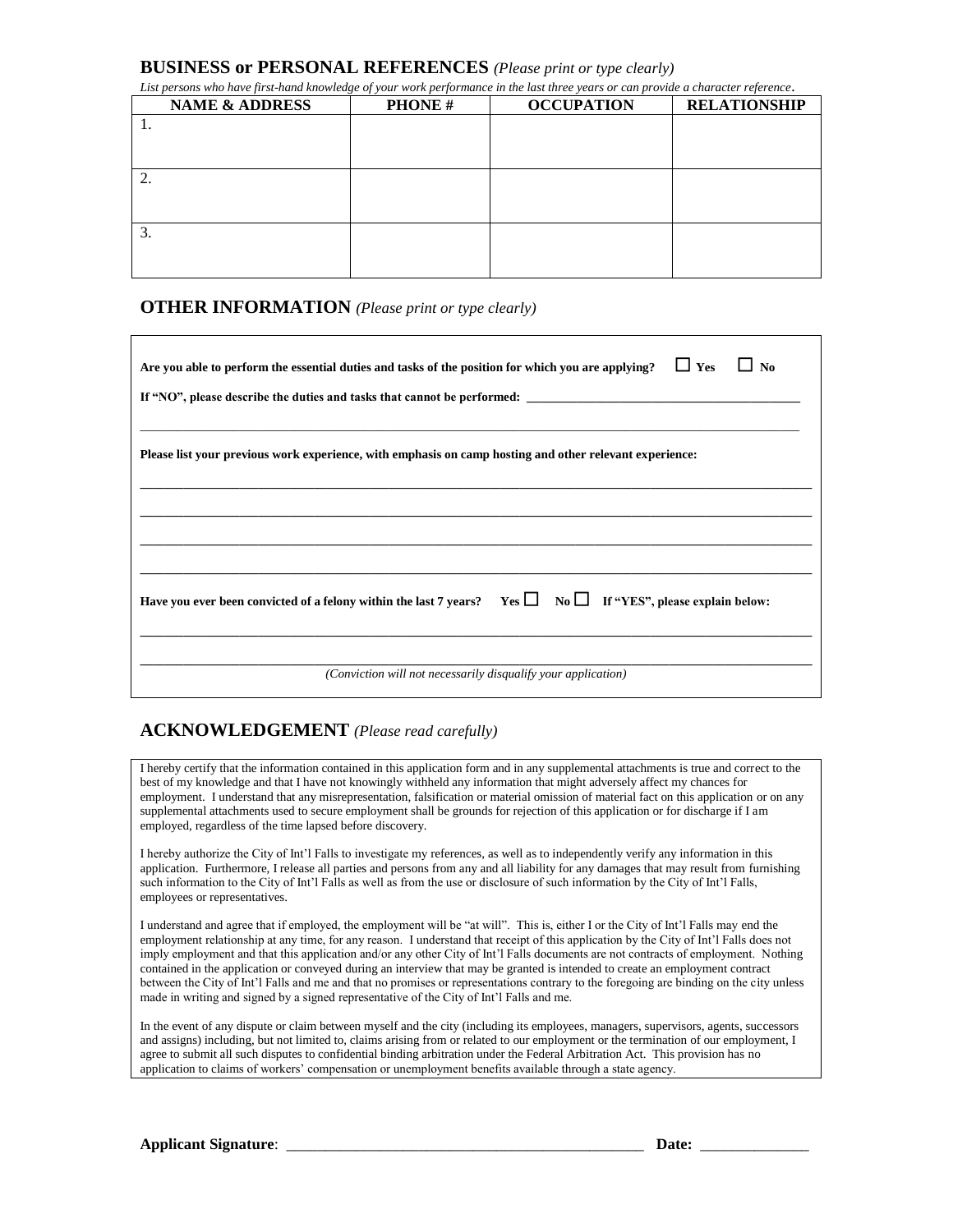## BUSINESS or PERSONAL REFERENCES *(Please print or type clearly)*

*List persons who have first-hand knowledge of your work performance in the last three years or can provide a character reference.*

| NAME & ADDRESS | PHONE # | OCCUPATION | RELATIONSHIP |
|---|---|---|---|
| 1. | | | |
| 2. | | | |
| 3. | | | |

## OTHER INFORMATION *(Please print or type clearly)*

**Are you able to perform the essential duties and tasks of the position for which you are applying?** ☐ **Yes** ☐ **No**

**If "NO", please describe the duties and tasks that cannot be performed:** ____________________________________________

______________________________________________________________________________________________

**Please list your previous work experience, with emphasis on camp hosting and other relevant experience:**

______________________________________________________________________________________________

______________________________________________________________________________________________

______________________________________________________________________________________________

______________________________________________________________________________________________

**Have you ever been convicted of a felony within the last 7 years?** **Yes** ☐ **No** ☐ **If "YES", please explain below:**

______________________________________________________________________________________________

______________________________________________________________________________________________

*(Conviction will not necessarily disqualify your application)*

## ACKNOWLEDGEMENT *(Please read carefully)*

I hereby certify that the information contained in this application form and in any supplemental attachments is true and correct to the best of my knowledge and that I have not knowingly withheld any information that might adversely affect my chances for employment. I understand that any misrepresentation, falsification or material omission of material fact on this application or on any supplemental attachments used to secure employment shall be grounds for rejection of this application or for discharge if I am employed, regardless of the time lapsed before discovery.

I hereby authorize the City of Int'l Falls to investigate my references, as well as to independently verify any information in this application. Furthermore, I release all parties and persons from any and all liability for any damages that may result from furnishing such information to the City of Int'l Falls as well as from the use or disclosure of such information by the City of Int'l Falls, employees or representatives.

I understand and agree that if employed, the employment will be "at will". This is, either I or the City of Int'l Falls may end the employment relationship at any time, for any reason. I understand that receipt of this application by the City of Int'l Falls does not imply employment and that this application and/or any other City of Int'l Falls documents are not contracts of employment. Nothing contained in the application or conveyed during an interview that may be granted is intended to create an employment contract between the City of Int'l Falls and me and that no promises or representations contrary to the foregoing are binding on the city unless made in writing and signed by a signed representative of the City of Int'l Falls and me.

In the event of any dispute or claim between myself and the city (including its employees, managers, supervisors, agents, successors and assigns) including, but not limited to, claims arising from or related to our employment or the termination of our employment, I agree to submit all such disputes to confidential binding arbitration under the Federal Arbitration Act. This provision has no application to claims of workers' compensation or unemployment benefits available through a state agency.

**Applicant Signature**: ________________________________________________ **Date:** ______________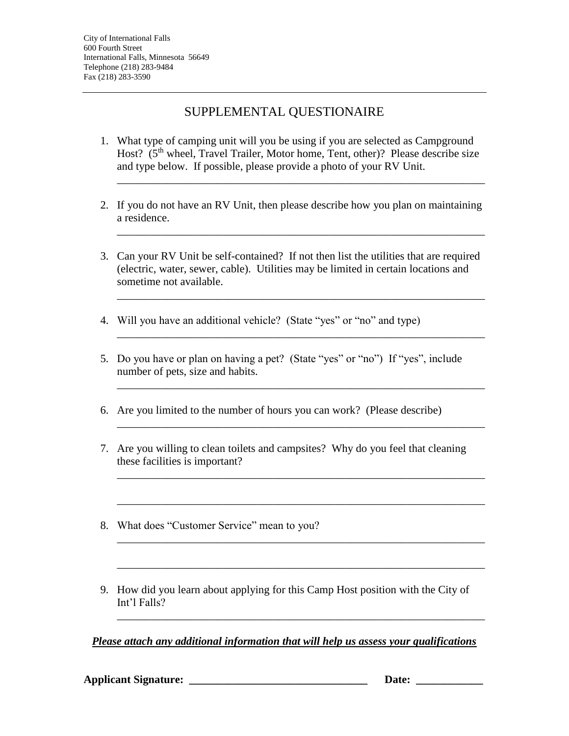City of International Falls
600 Fourth Street
International Falls, Minnesota 56649
Telephone (218) 283-9484
Fax (218) 283-3590

---

# SUPPLEMENTAL QUESTIONAIRE

1. What type of camping unit will you be using if you are selected as Campground Host? (5th wheel, Travel Trailer, Motor home, Tent, other)? Please describe size and type below. If possible, please provide a photo of your RV Unit.

   ___________________________________________________________________

2. If you do not have an RV Unit, then please describe how you plan on maintaining a residence.

   ___________________________________________________________________

3. Can your RV Unit be self-contained? If not then list the utilities that are required (electric, water, sewer, cable). Utilities may be limited in certain locations and sometime not available.

   ___________________________________________________________________

4. Will you have an additional vehicle? (State "yes" or "no" and type)

   ___________________________________________________________________

5. Do you have or plan on having a pet? (State "yes" or "no") If "yes", include number of pets, size and habits.

   ___________________________________________________________________

6. Are you limited to the number of hours you can work? (Please describe)

   ___________________________________________________________________

7. Are you willing to clean toilets and campsites? Why do you feel that cleaning these facilities is important?

   ___________________________________________________________________

   ___________________________________________________________________

8. What does "Customer Service" mean to you?

   ___________________________________________________________________

   ___________________________________________________________________

9. How did you learn about applying for this Camp Host position with the City of Int'l Falls?

   ___________________________________________________________________

***Please attach any additional information that will help us assess your qualifications***

**Applicant Signature: ________________________________ Date: ____________**